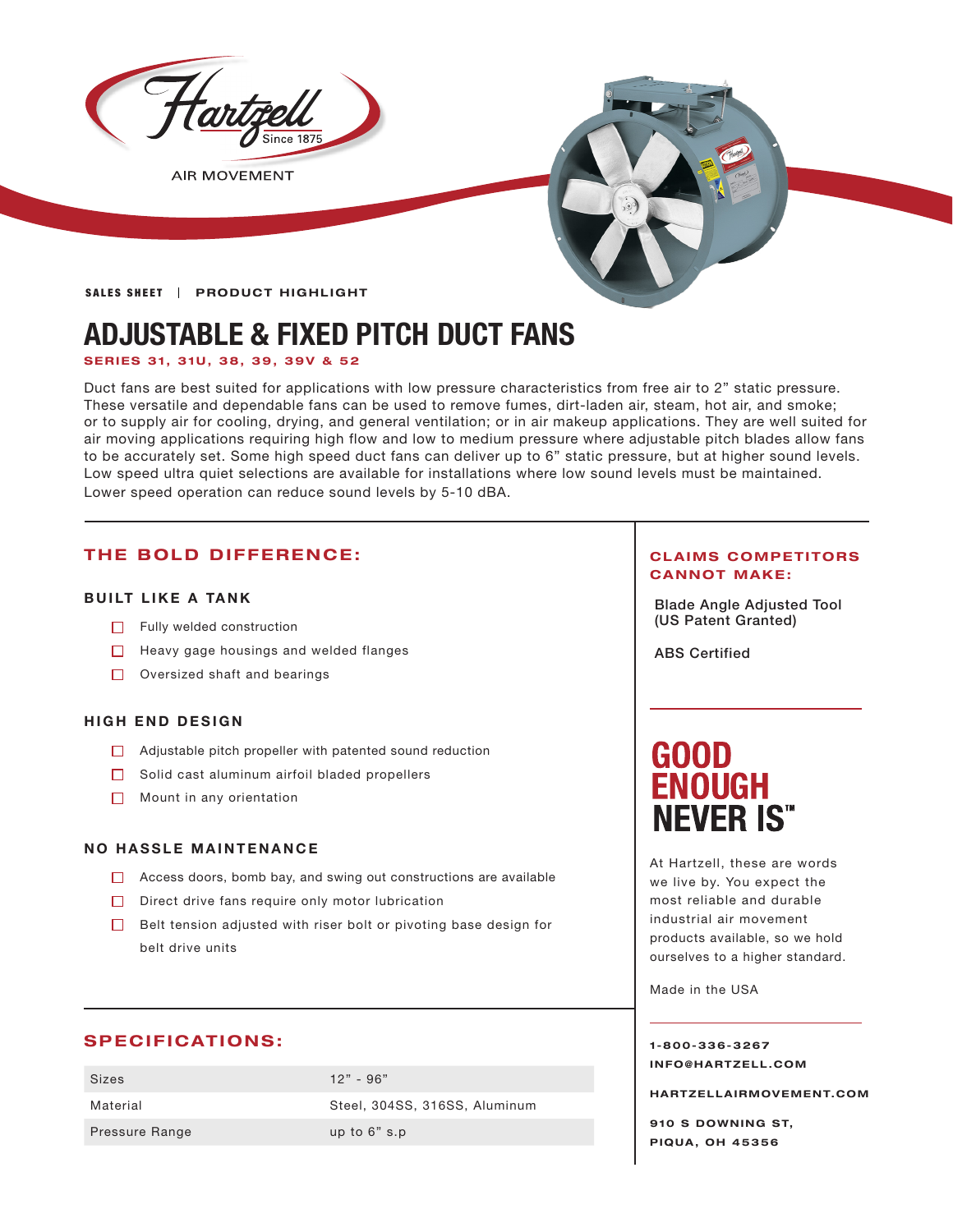Hartzell
Since 1875
AIR MOVEMENT

**SALES SHEET | PRODUCT HIGHLIGHT**

# ADJUSTABLE & FIXED PITCH DUCT FANS

**SERIES 31, 31U, 38, 39, 39V & 52**

Duct fans are best suited for applications with low pressure characteristics from free air to 2” static pressure. These versatile and dependable fans can be used to remove fumes, dirt-laden air, steam, hot air, and smoke; or to supply air for cooling, drying, and general ventilation; or in air makeup applications. They are well suited for air moving applications requiring high flow and low to medium pressure where adjustable pitch blades allow fans to be accurately set. Some high speed duct fans can deliver up to 6” static pressure, but at higher sound levels. Low speed ultra quiet selections are available for installations where low sound levels must be maintained. Lower speed operation can reduce sound levels by 5-10 dBA.

## THE BOLD DIFFERENCE:

### BUILT LIKE A TANK

- Fully welded construction
- Heavy gage housings and welded flanges
- Oversized shaft and bearings

### HIGH END DESIGN

- Adjustable pitch propeller with patented sound reduction
- Solid cast aluminum airfoil bladed propellers
- Mount in any orientation

### NO HASSLE MAINTENANCE

- Access doors, bomb bay, and swing out constructions are available
- Direct drive fans require only motor lubrication
- Belt tension adjusted with riser bolt or pivoting base design for belt drive units

## SPECIFICATIONS:

| | |
|---|---|
| Sizes | 12” - 96” |
| Material | Steel, 304SS, 316SS, Aluminum |
| Pressure Range | up to 6” s.p |

## CLAIMS COMPETITORS CANNOT MAKE:

Blade Angle Adjusted Tool (US Patent Granted)

ABS Certified

## GOOD ENOUGH NEVER IS™

At Hartzell, these are words we live by. You expect the most reliable and durable industrial air movement products available, so we hold ourselves to a higher standard.

Made in the USA

**1-800-336-3267**
**INFO@HARTZELL.COM**

**HARTZELLAIRMOVEMENT.COM**

**910 S DOWNING ST,**
**PIQUA, OH 45356**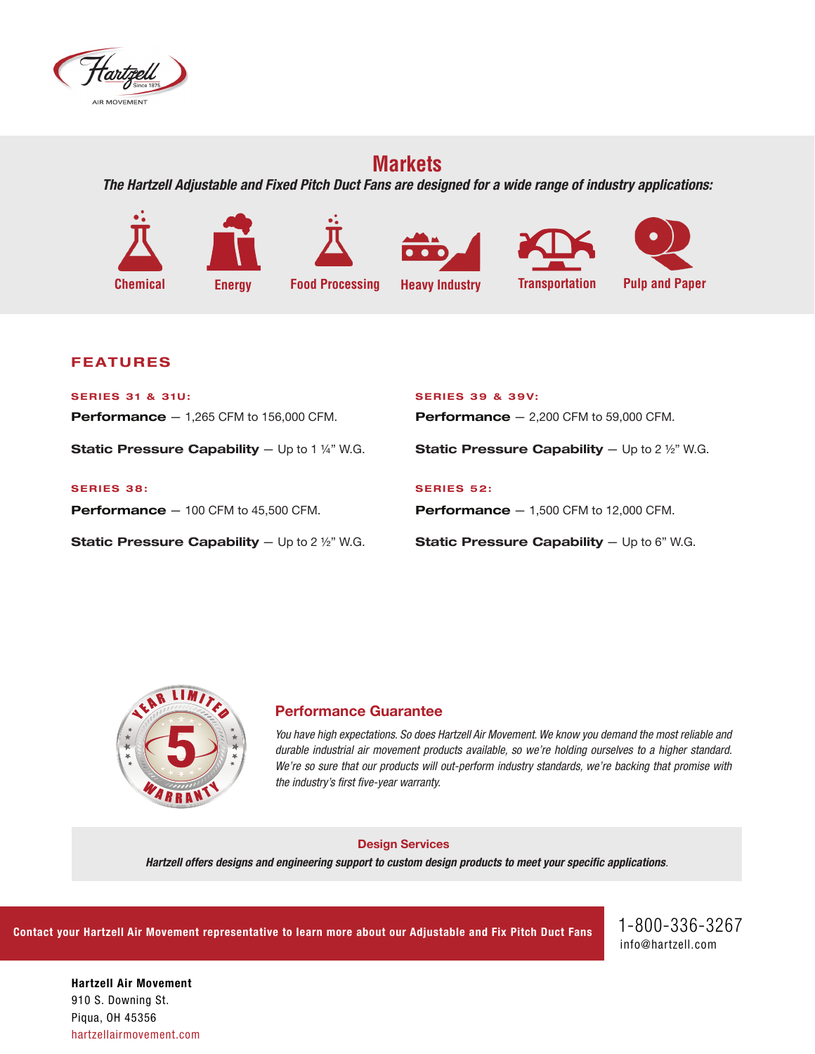## Markets

***The Hartzell Adjustable and Fixed Pitch Duct Fans are designed for a wide range of industry applications:***

Chemical

Energy

Food Processing

Heavy Industry

Transportation

Pulp and Paper

## FEATURES

### SERIES 31 & 31U:

**Performance** — 1,265 CFM to 156,000 CFM.

**Static Pressure Capability** — Up to 1 ¼" W.G.

### SERIES 38:

**Performance** — 100 CFM to 45,500 CFM.

**Static Pressure Capability** — Up to 2 ½" W.G.

### SERIES 39 & 39V:

**Performance** — 2,200 CFM to 59,000 CFM.

**Static Pressure Capability** — Up to 2 ½" W.G.

### SERIES 52:

**Performance** — 1,500 CFM to 12,000 CFM.

**Static Pressure Capability** — Up to 6" W.G.

YEAR LIMITED 5 WARRANTY

### Performance Guarantee

*You have high expectations. So does Hartzell Air Movement. We know you demand the most reliable and durable industrial air movement products available, so we're holding ourselves to a higher standard. We're so sure that our products will out-perform industry standards, we're backing that promise with the industry's first five-year warranty.*

### Design Services

***Hartzell offers designs and engineering support to custom design products to meet your specific applications.***

**Contact your Hartzell Air Movement representative to learn more about our Adjustable and Fix Pitch Duct Fans**

1-800-336-3267
info@hartzell.com

**Hartzell Air Movement**
910 S. Downing St.
Piqua, OH 45356
hartzellairmovement.com